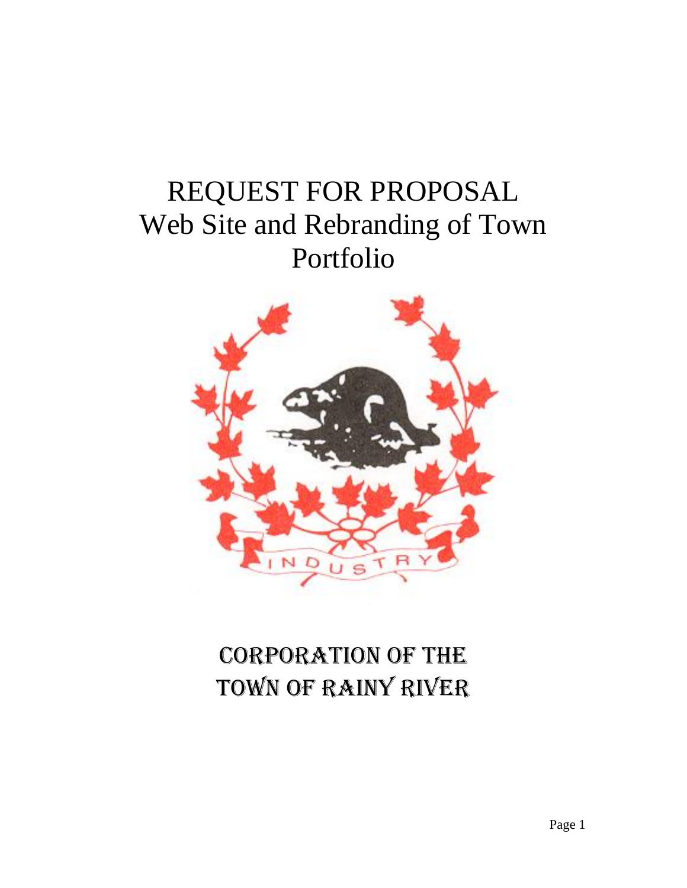# REQUEST FOR PROPOSAL
# Web Site and Rebranding of Town Portfolio

INDUSTRY

## CORPORATION OF THE TOWN OF RAINY RIVER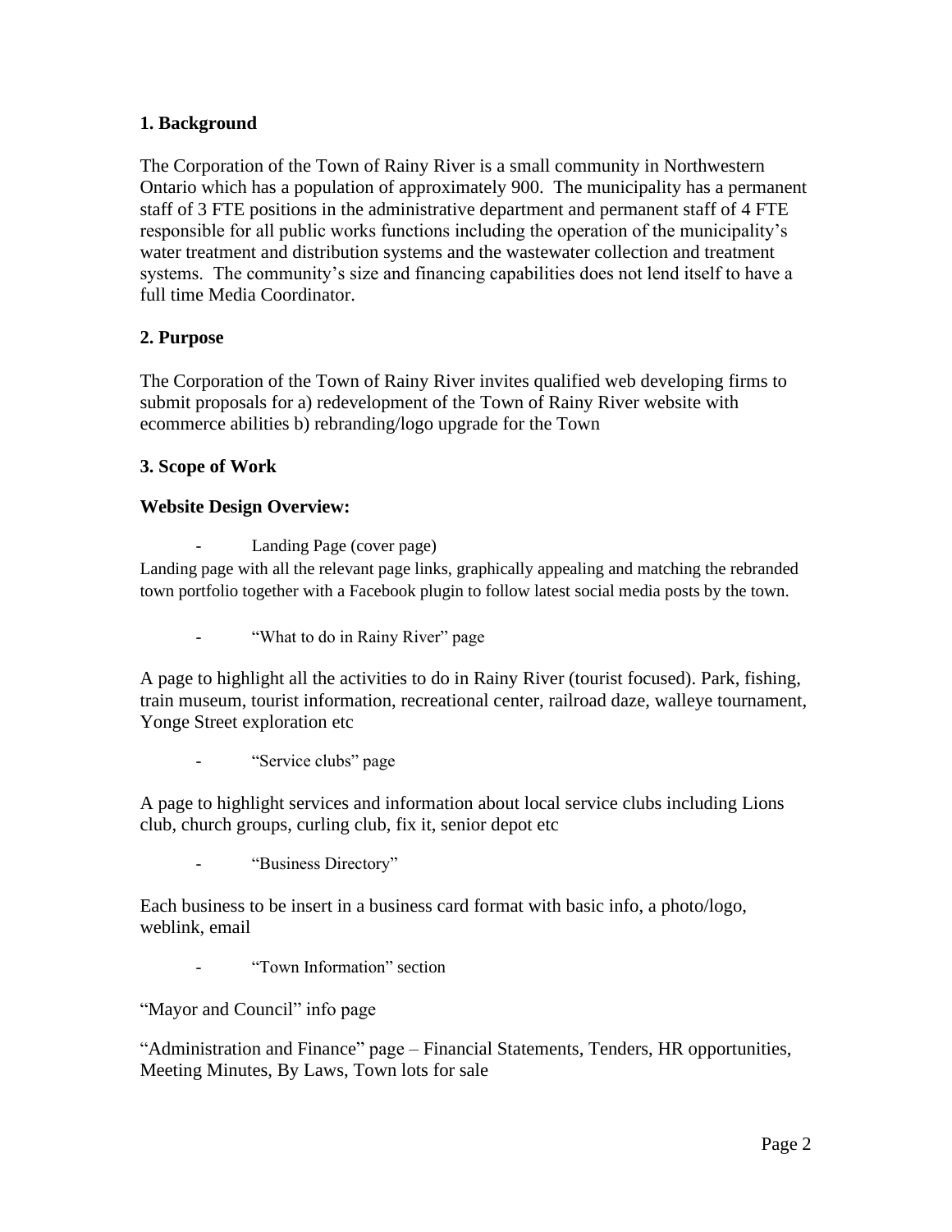## 1. Background

The Corporation of the Town of Rainy River is a small community in Northwestern Ontario which has a population of approximately 900. The municipality has a permanent staff of 3 FTE positions in the administrative department and permanent staff of 4 FTE responsible for all public works functions including the operation of the municipality's water treatment and distribution systems and the wastewater collection and treatment systems. The community's size and financing capabilities does not lend itself to have a full time Media Coordinator.

## 2. Purpose

The Corporation of the Town of Rainy River invites qualified web developing firms to submit proposals for a) redevelopment of the Town of Rainy River website with ecommerce abilities b) rebranding/logo upgrade for the Town

## 3. Scope of Work

### Website Design Overview:

- Landing Page (cover page)

Landing page with all the relevant page links, graphically appealing and matching the rebranded town portfolio together with a Facebook plugin to follow latest social media posts by the town.

- "What to do in Rainy River" page

A page to highlight all the activities to do in Rainy River (tourist focused). Park, fishing, train museum, tourist information, recreational center, railroad daze, walleye tournament, Yonge Street exploration etc

- "Service clubs" page

A page to highlight services and information about local service clubs including Lions club, church groups, curling club, fix it, senior depot etc

- "Business Directory"

Each business to be insert in a business card format with basic info, a photo/logo, weblink, email

- "Town Information" section

"Mayor and Council" info page

"Administration and Finance" page – Financial Statements, Tenders, HR opportunities, Meeting Minutes, By Laws, Town lots for sale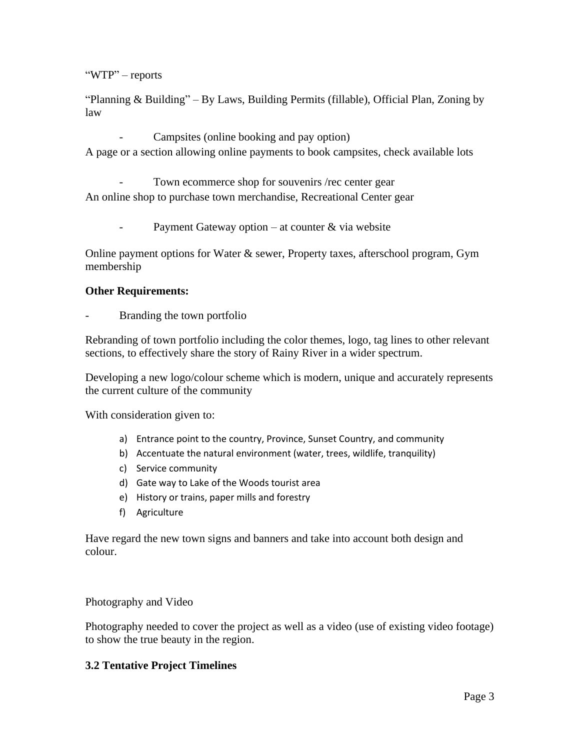"WTP" – reports

"Planning & Building" – By Laws, Building Permits (fillable), Official Plan, Zoning by law

- Campsites (online booking and pay option)

A page or a section allowing online payments to book campsites, check available lots

- Town ecommerce shop for souvenirs /rec center gear

An online shop to purchase town merchandise, Recreational Center gear

- Payment Gateway option – at counter & via website

Online payment options for Water & sewer, Property taxes, afterschool program, Gym membership

**Other Requirements:**

- Branding the town portfolio

Rebranding of town portfolio including the color themes, logo, tag lines to other relevant sections, to effectively share the story of Rainy River in a wider spectrum.

Developing a new logo/colour scheme which is modern, unique and accurately represents the current culture of the community

With consideration given to:

a) Entrance point to the country, Province, Sunset Country, and community
b) Accentuate the natural environment (water, trees, wildlife, tranquility)
c) Service community
d) Gate way to Lake of the Woods tourist area
e) History or trains, paper mills and forestry
f) Agriculture

Have regard the new town signs and banners and take into account both design and colour.

Photography and Video

Photography needed to cover the project as well as a video (use of existing video footage) to show the true beauty in the region.

**3.2 Tentative Project Timelines**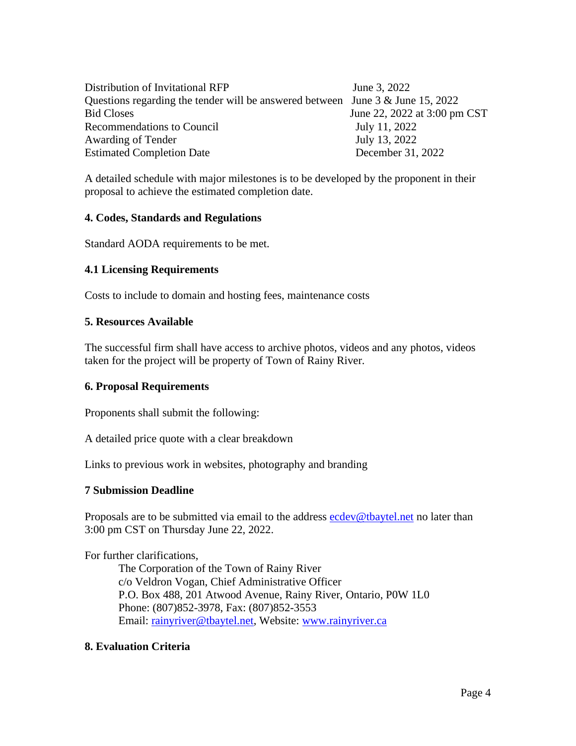| | |
|---|---|
| Distribution of Invitational RFP | June 3, 2022 |
| Questions regarding the tender will be answered between | June 3 & June 15, 2022 |
| Bid Closes | June 22, 2022 at 3:00 pm CST |
| Recommendations to Council | July 11, 2022 |
| Awarding of Tender | July 13, 2022 |
| Estimated Completion Date | December 31, 2022 |

A detailed schedule with major milestones is to be developed by the proponent in their proposal to achieve the estimated completion date.

## 4. Codes, Standards and Regulations

Standard AODA requirements to be met.

### 4.1 Licensing Requirements

Costs to include to domain and hosting fees, maintenance costs

## 5. Resources Available

The successful firm shall have access to archive photos, videos and any photos, videos taken for the project will be property of Town of Rainy River.

## 6. Proposal Requirements

Proponents shall submit the following:

A detailed price quote with a clear breakdown

Links to previous work in websites, photography and branding

## 7 Submission Deadline

Proposals are to be submitted via email to the address ecdev@tbaytel.net no later than 3:00 pm CST on Thursday June 22, 2022.

For further clarifications,

The Corporation of the Town of Rainy River
c/o Veldron Vogan, Chief Administrative Officer
P.O. Box 488, 201 Atwood Avenue, Rainy River, Ontario, P0W 1L0
Phone: (807)852-3978, Fax: (807)852-3553
Email: rainyriver@tbaytel.net, Website: www.rainyriver.ca

## 8. Evaluation Criteria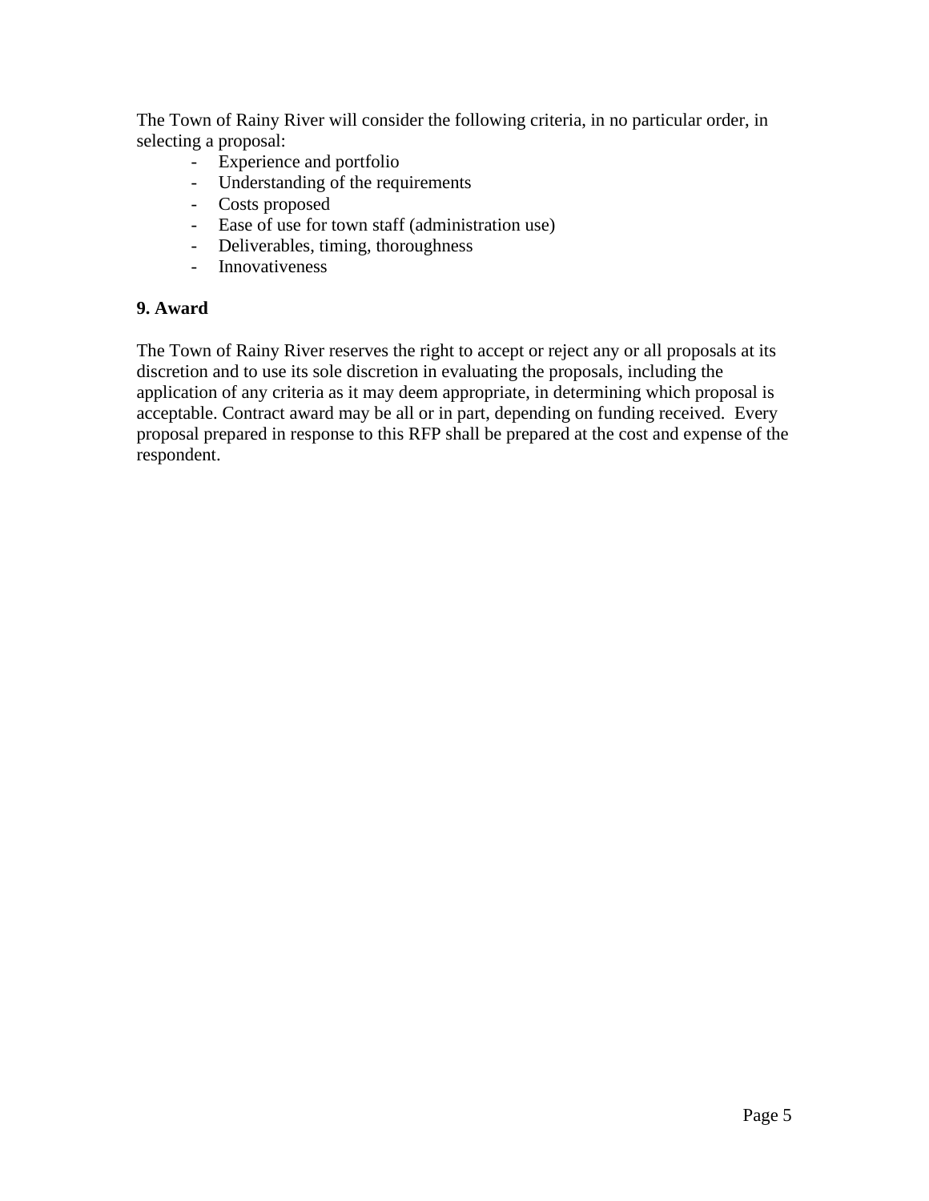The Town of Rainy River will consider the following criteria, in no particular order, in selecting a proposal:

- Experience and portfolio
- Understanding of the requirements
- Costs proposed
- Ease of use for town staff (administration use)
- Deliverables, timing, thoroughness
- Innovativeness

**9. Award**

The Town of Rainy River reserves the right to accept or reject any or all proposals at its discretion and to use its sole discretion in evaluating the proposals, including the application of any criteria as it may deem appropriate, in determining which proposal is acceptable. Contract award may be all or in part, depending on funding received. Every proposal prepared in response to this RFP shall be prepared at the cost and expense of the respondent.